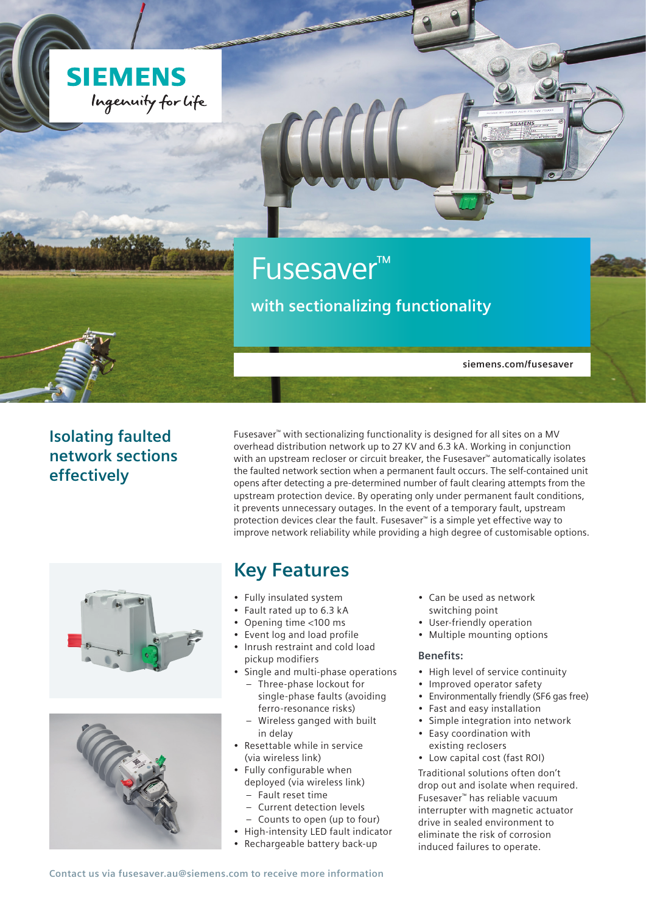SIEMENS

Ingenuity for life

# Fusesaver™

## with sectionalizing functionality

siemens.com/fusesaver

## Isolating faulted network sections effectively

Fusesaver™ with sectionalizing functionality is designed for all sites on a MV overhead distribution network up to 27 KV and 6.3 kA. Working in conjunction with an upstream recloser or circuit breaker, the Fusesaver™ automatically isolates the faulted network section when a permanent fault occurs. The self-contained unit opens after detecting a pre-determined number of fault clearing attempts from the upstream protection device. By operating only under permanent fault conditions, it prevents unnecessary outages. In the event of a temporary fault, upstream protection devices clear the fault. Fusesaver™ is a simple yet effective way to improve network reliability while providing a high degree of customisable options.

## Key Features

- Fully insulated system
- Fault rated up to 6.3 kA
- Opening time <100 ms
- Event log and load profile
- Inrush restraint and cold load pickup modifiers
- Single and multi-phase operations
  - Three-phase lockout for single-phase faults (avoiding ferro-resonance risks)
  - Wireless ganged with built in delay
- Resettable while in service (via wireless link)
- Fully configurable when deployed (via wireless link)
  - Fault reset time
  - Current detection levels
  - Counts to open (up to four)
- High-intensity LED fault indicator
- Rechargeable battery back-up
- Can be used as network switching point
- User-friendly operation
- Multiple mounting options

### Benefits:

- High level of service continuity
- Improved operator safety
- Environmentally friendly (SF6 gas free)
- Fast and easy installation
- Simple integration into network
- Easy coordination with existing reclosers
- Low capital cost (fast ROI)

Traditional solutions often don't drop out and isolate when required. Fusesaver™ has reliable vacuum interrupter with magnetic actuator drive in sealed environment to eliminate the risk of corrosion induced failures to operate.

Contact us via fusesaver.au@siemens.com to receive more information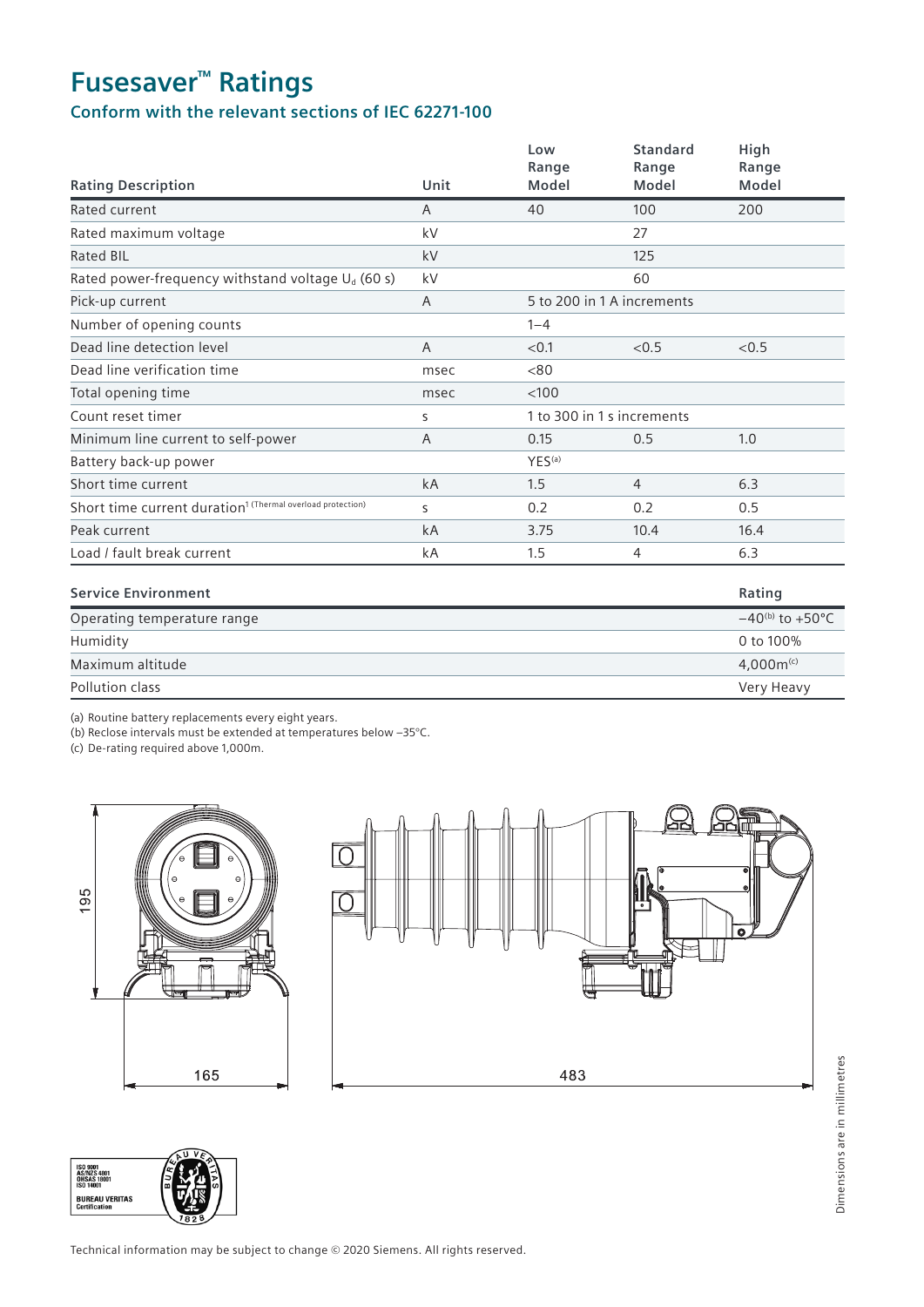# Fusesaver™ Ratings

## Conform with the relevant sections of IEC 62271-100

| Rating Description | Unit | Low Range Model | Standard Range Model | High Range Model |
|---|---|---|---|---|
| Rated current | A | 40 | 100 | 200 |
| Rated maximum voltage | kV | | 27 | |
| Rated BIL | kV | | 125 | |
| Rated power-frequency withstand voltage $U_d$ (60 s) | kV | | 60 | |
| Pick-up current | A | 5 to 200 in 1 A increments | | |
| Number of opening counts | | 1–4 | | |
| Dead line detection level | A | <0.1 | <0.5 | <0.5 |
| Dead line verification time | msec | <80 | | |
| Total opening time | msec | <100 | | |
| Count reset timer | s | 1 to 300 in 1 s increments | | |
| Minimum line current to self-power | A | 0.15 | 0.5 | 1.0 |
| Battery back-up power | | YES[a] | | |
| Short time current | kA | 1.5 | 4 | 6.3 |
| Short time current duration[1] (Thermal overload protection) | s | 0.2 | 0.2 | 0.5 |
| Peak current | kA | 3.75 | 10.4 | 16.4 |
| Load / fault break current | kA | 1.5 | 4 | 6.3 |

| Service Environment | Rating |
|---|---|
| Operating temperature range | −40[b] to +50°C |
| Humidity | 0 to 100% |
| Maximum altitude | 4,000m[c] |
| Pollution class | Very Heavy |

(a) Routine battery replacements every eight years.
(b) Reclose intervals must be extended at temperatures below −35°C.
(c) De-rating required above 1,000m.

195

165

483

Dimensions are in millimetres

ISO 9001
AS/NZS 4801
OHSAS 18001
ISO 14001
BUREAU VERITAS
Certification

Technical information may be subject to change © 2020 Siemens. All rights reserved.